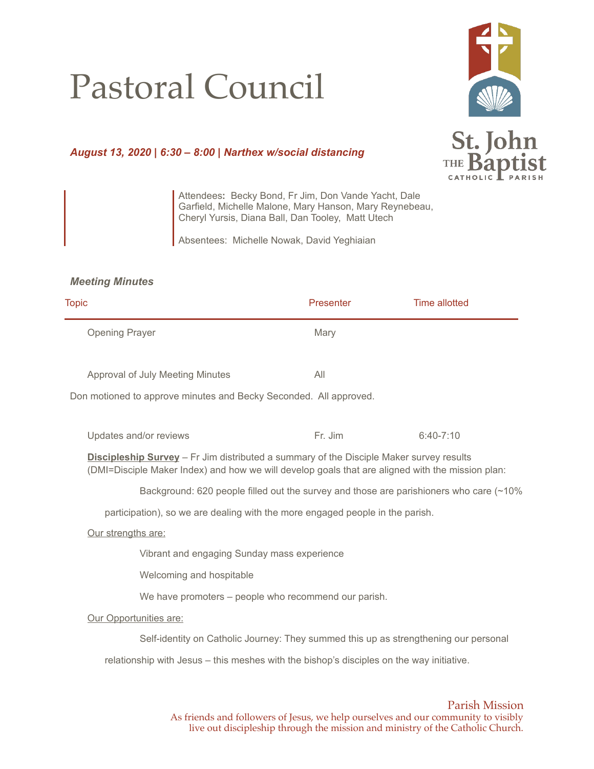# Pastoral Council

**St. John THE Baptist CATHOLIC PARISH**

***August 13, 2020 | 6:30 – 8:00 | Narthex w/social distancing***

Attendees**:** Becky Bond, Fr Jim, Don Vande Yacht, Dale Garfield, Michelle Malone, Mary Hanson, Mary Reynebeau, Cheryl Yursis, Diana Ball, Dan Tooley, Matt Utech

Absentees: Michelle Nowak, David Yeghiaian

***Meeting Minutes***

| Topic | Presenter | Time allotted |
|---|---|---|
| Opening Prayer | Mary | |
| Approval of July Meeting Minutes | All | |

Don motioned to approve minutes and Becky Seconded. All approved.

| Topic | Presenter | Time allotted |
|---|---|---|
| Updates and/or reviews | Fr. Jim | 6:40-7:10 |

**Discipleship Survey** – Fr Jim distributed a summary of the Disciple Maker survey results (DMI=Disciple Maker Index) and how we will develop goals that are aligned with the mission plan:

Background: 620 people filled out the survey and those are parishioners who care (~10% participation), so we are dealing with the more engaged people in the parish.

Our strengths are:

- Vibrant and engaging Sunday mass experience
- Welcoming and hospitable
- We have promoters – people who recommend our parish.

Our Opportunities are:

- Self-identity on Catholic Journey: They summed this up as strengthening our personal relationship with Jesus – this meshes with the bishop's disciples on the way initiative.

Parish Mission
As friends and followers of Jesus, we help ourselves and our community to visibly live out discipleship through the mission and ministry of the Catholic Church.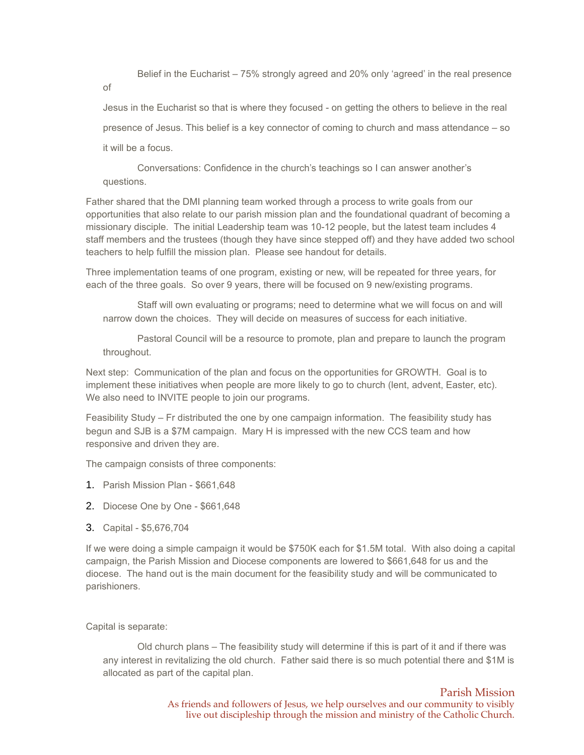Belief in the Eucharist – 75% strongly agreed and 20% only 'agreed' in the real presence of Jesus in the Eucharist so that is where they focused - on getting the others to believe in the real presence of Jesus. This belief is a key connector of coming to church and mass attendance – so it will be a focus.

Conversations: Confidence in the church's teachings so I can answer another's questions.

Father shared that the DMI planning team worked through a process to write goals from our opportunities that also relate to our parish mission plan and the foundational quadrant of becoming a missionary disciple. The initial Leadership team was 10-12 people, but the latest team includes 4 staff members and the trustees (though they have since stepped off) and they have added two school teachers to help fulfill the mission plan. Please see handout for details.

Three implementation teams of one program, existing or new, will be repeated for three years, for each of the three goals. So over 9 years, there will be focused on 9 new/existing programs.

Staff will own evaluating or programs; need to determine what we will focus on and will narrow down the choices. They will decide on measures of success for each initiative.

Pastoral Council will be a resource to promote, plan and prepare to launch the program throughout.

Next step: Communication of the plan and focus on the opportunities for GROWTH. Goal is to implement these initiatives when people are more likely to go to church (lent, advent, Easter, etc). We also need to INVITE people to join our programs.

Feasibility Study – Fr distributed the one by one campaign information. The feasibility study has begun and SJB is a $7M campaign. Mary H is impressed with the new CCS team and how responsive and driven they are.

The campaign consists of three components:

1. Parish Mission Plan - $661,648
2. Diocese One by One - $661,648
3. Capital - $5,676,704

If we were doing a simple campaign it would be $750K each for $1.5M total. With also doing a capital campaign, the Parish Mission and Diocese components are lowered to $661,648 for us and the diocese. The hand out is the main document for the feasibility study and will be communicated to parishioners.

Capital is separate:

Old church plans – The feasibility study will determine if this is part of it and if there was any interest in revitalizing the old church. Father said there is so much potential there and $1M is allocated as part of the capital plan.

Parish Mission
As friends and followers of Jesus, we help ourselves and our community to visibly live out discipleship through the mission and ministry of the Catholic Church.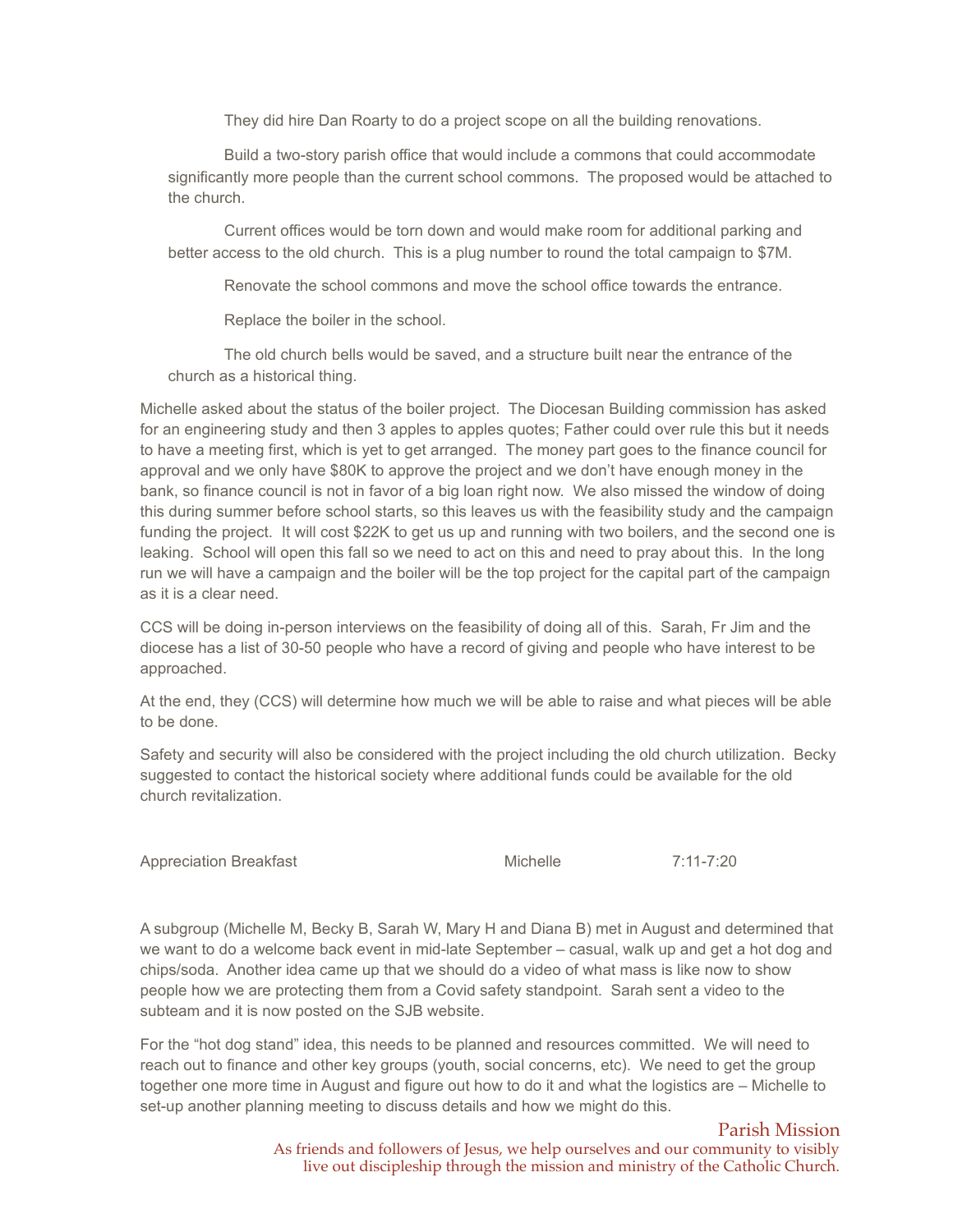They did hire Dan Roarty to do a project scope on all the building renovations.

Build a two-story parish office that would include a commons that could accommodate significantly more people than the current school commons. The proposed would be attached to the church.

Current offices would be torn down and would make room for additional parking and better access to the old church. This is a plug number to round the total campaign to $7M.

Renovate the school commons and move the school office towards the entrance.

Replace the boiler in the school.

The old church bells would be saved, and a structure built near the entrance of the church as a historical thing.

Michelle asked about the status of the boiler project. The Diocesan Building commission has asked for an engineering study and then 3 apples to apples quotes; Father could over rule this but it needs to have a meeting first, which is yet to get arranged. The money part goes to the finance council for approval and we only have $80K to approve the project and we don't have enough money in the bank, so finance council is not in favor of a big loan right now. We also missed the window of doing this during summer before school starts, so this leaves us with the feasibility study and the campaign funding the project. It will cost $22K to get us up and running with two boilers, and the second one is leaking. School will open this fall so we need to act on this and need to pray about this. In the long run we will have a campaign and the boiler will be the top project for the capital part of the campaign as it is a clear need.

CCS will be doing in-person interviews on the feasibility of doing all of this. Sarah, Fr Jim and the diocese has a list of 30-50 people who have a record of giving and people who have interest to be approached.

At the end, they (CCS) will determine how much we will be able to raise and what pieces will be able to be done.

Safety and security will also be considered with the project including the old church utilization. Becky suggested to contact the historical society where additional funds could be available for the old church revitalization.

| Appreciation Breakfast | Michelle | 7:11-7:20 |
|---|---|---|

A subgroup (Michelle M, Becky B, Sarah W, Mary H and Diana B) met in August and determined that we want to do a welcome back event in mid-late September – casual, walk up and get a hot dog and chips/soda. Another idea came up that we should do a video of what mass is like now to show people how we are protecting them from a Covid safety standpoint. Sarah sent a video to the subteam and it is now posted on the SJB website.

For the "hot dog stand" idea, this needs to be planned and resources committed. We will need to reach out to finance and other key groups (youth, social concerns, etc). We need to get the group together one more time in August and figure out how to do it and what the logistics are – Michelle to set-up another planning meeting to discuss details and how we might do this.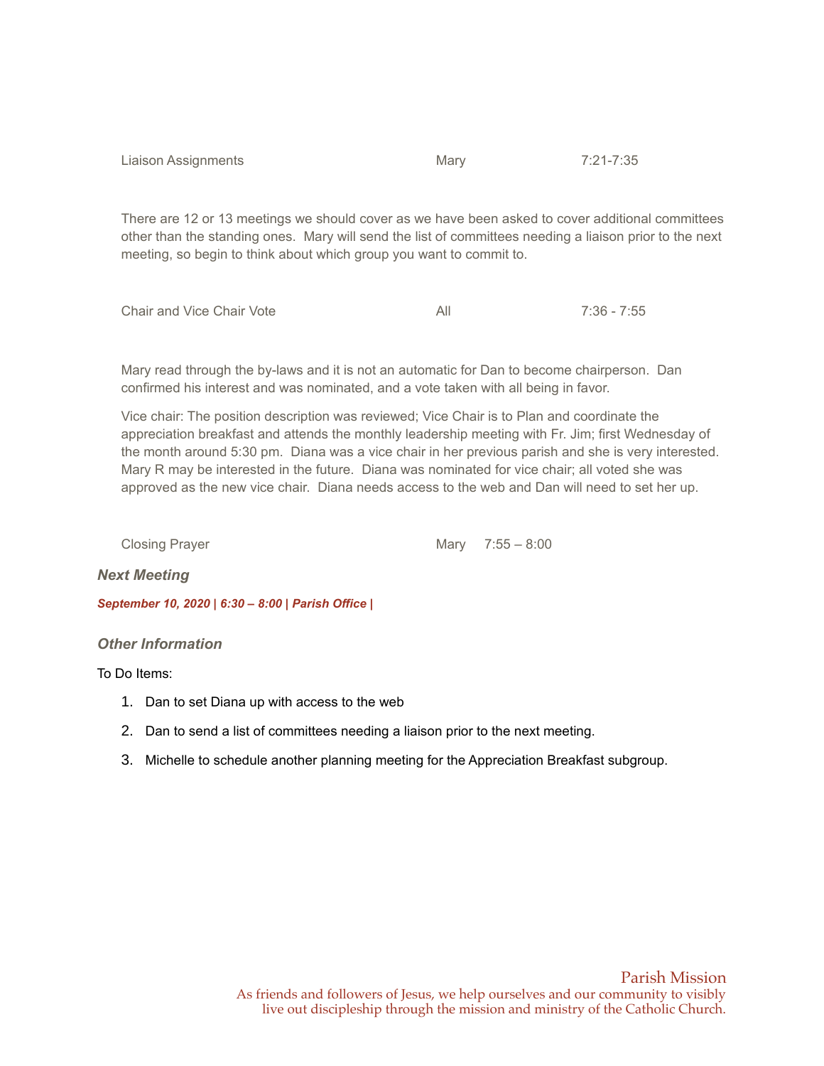| | | |
|---|---|---|
| Liaison Assignments | Mary | 7:21-7:35 |

There are 12 or 13 meetings we should cover as we have been asked to cover additional committees other than the standing ones. Mary will send the list of committees needing a liaison prior to the next meeting, so begin to think about which group you want to commit to.

| | | |
|---|---|---|
| Chair and Vice Chair Vote | All | 7:36 - 7:55 |

Mary read through the by-laws and it is not an automatic for Dan to become chairperson. Dan confirmed his interest and was nominated, and a vote taken with all being in favor.

Vice chair: The position description was reviewed; Vice Chair is to Plan and coordinate the appreciation breakfast and attends the monthly leadership meeting with Fr. Jim; first Wednesday of the month around 5:30 pm. Diana was a vice chair in her previous parish and she is very interested. Mary R may be interested in the future. Diana was nominated for vice chair; all voted she was approved as the new vice chair. Diana needs access to the web and Dan will need to set her up.

| | | |
|---|---|---|
| Closing Prayer | Mary | 7:55 – 8:00 |

### *Next Meeting*

***September 10, 2020 | 6:30 – 8:00 | Parish Office |***

### *Other Information*

To Do Items:

1. Dan to set Diana up with access to the web
2. Dan to send a list of committees needing a liaison prior to the next meeting.
3. Michelle to schedule another planning meeting for the Appreciation Breakfast subgroup.

Parish Mission
As friends and followers of Jesus, we help ourselves and our community to visibly live out discipleship through the mission and ministry of the Catholic Church.